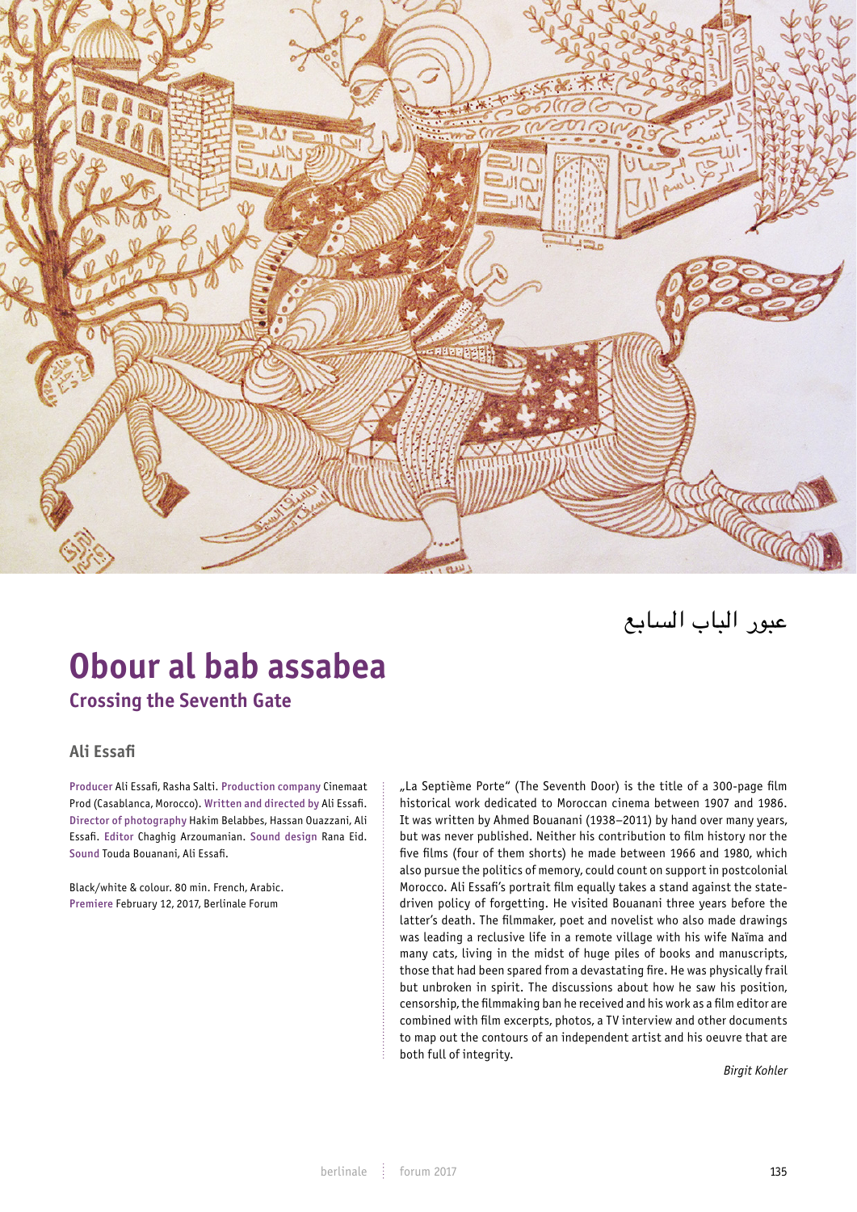عبور الباب السابع

# Obour al bab assabea

## Crossing the Seventh Gate

### Ali Essafi

Producer Ali Essafi, Rasha Salti. Production company Cinemaat Prod (Casablanca, Morocco). Written and directed by Ali Essafi. Director of photography Hakim Belabbes, Hassan Ouazzani, Ali Essafi. Editor Chaghig Arzoumanian. Sound design Rana Eid. Sound Touda Bouanani, Ali Essafi.

Black/white & colour. 80 min. French, Arabic.
Premiere February 12, 2017, Berlinale Forum

„La Septième Porte" (The Seventh Door) is the title of a 300-page film historical work dedicated to Moroccan cinema between 1907 and 1986. It was written by Ahmed Bouanani (1938–2011) by hand over many years, but was never published. Neither his contribution to film history nor the five films (four of them shorts) he made between 1966 and 1980, which also pursue the politics of memory, could count on support in postcolonial Morocco. Ali Essafi's portrait film equally takes a stand against the state-driven policy of forgetting. He visited Bouanani three years before the latter's death. The filmmaker, poet and novelist who also made drawings was leading a reclusive life in a remote village with his wife Naïma and many cats, living in the midst of huge piles of books and manuscripts, those that had been spared from a devastating fire. He was physically frail but unbroken in spirit. The discussions about how he saw his position, censorship, the filmmaking ban he received and his work as a film editor are combined with film excerpts, photos, a TV interview and other documents to map out the contours of an independent artist and his oeuvre that are both full of integrity.

*Birgit Kohler*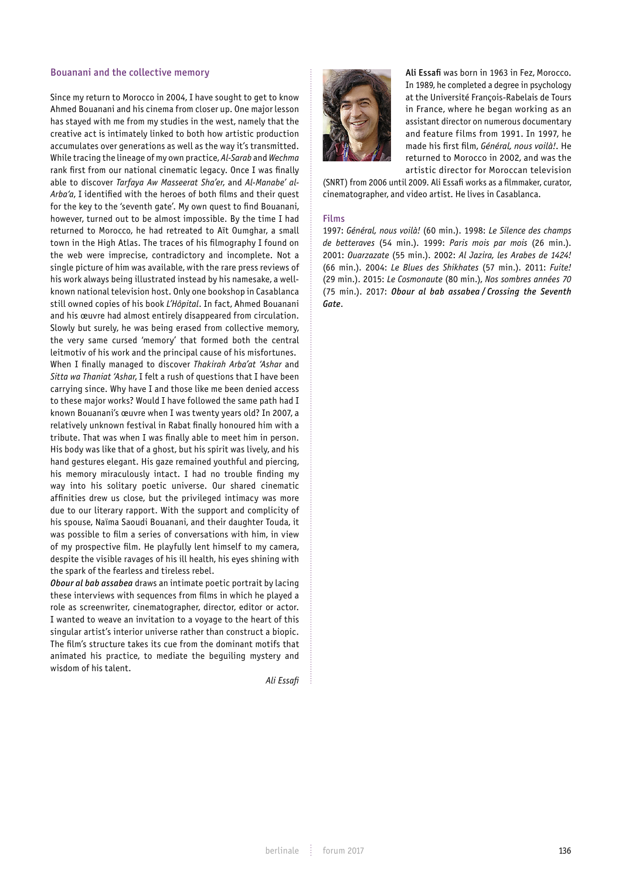## Bouanani and the collective memory

Since my return to Morocco in 2004, I have sought to get to know Ahmed Bouanani and his cinema from closer up. One major lesson has stayed with me from my studies in the west, namely that the creative act is intimately linked to both how artistic production accumulates over generations as well as the way it's transmitted. While tracing the lineage of my own practice, *Al-Sarab* and *Wechma* rank first from our national cinematic legacy. Once I was finally able to discover *Tarfaya Aw Masseerat Sha'er*, and *Al-Manabe' al-Arba'a*, I identified with the heroes of both films and their quest for the key to the 'seventh gate'. My own quest to find Bouanani, however, turned out to be almost impossible. By the time I had returned to Morocco, he had retreated to Aït Oumghar, a small town in the High Atlas. The traces of his filmography I found on the web were imprecise, contradictory and incomplete. Not a single picture of him was available, with the rare press reviews of his work always being illustrated instead by his namesake, a well-known national television host. Only one bookshop in Casablanca still owned copies of his book *L'Hôpital*. In fact, Ahmed Bouanani and his œuvre had almost entirely disappeared from circulation. Slowly but surely, he was being erased from collective memory, the very same cursed 'memory' that formed both the central leitmotiv of his work and the principal cause of his misfortunes.

When I finally managed to discover *Thakirah Arba'at 'Ashar* and *Sitta wa Thaniat 'Ashar*, I felt a rush of questions that I have been carrying since. Why have I and those like me been denied access to these major works? Would I have followed the same path had I known Bouanani's œuvre when I was twenty years old? In 2007, a relatively unknown festival in Rabat finally honoured him with a tribute. That was when I was finally able to meet him in person. His body was like that of a ghost, but his spirit was lively, and his hand gestures elegant. His gaze remained youthful and piercing, his memory miraculously intact. I had no trouble finding my way into his solitary poetic universe. Our shared cinematic affinities drew us close, but the privileged intimacy was more due to our literary rapport. With the support and complicity of his spouse, Naïma Saoudi Bouanani, and their daughter Touda, it was possible to film a series of conversations with him, in view of my prospective film. He playfully lent himself to my camera, despite the visible ravages of his ill health, his eyes shining with the spark of the fearless and tireless rebel.

***Obour al bab assabea*** draws an intimate poetic portrait by lacing these interviews with sequences from films in which he played a role as screenwriter, cinematographer, director, editor or actor. I wanted to weave an invitation to a voyage to the heart of this singular artist's interior universe rather than construct a biopic. The film's structure takes its cue from the dominant motifs that animated his practice, to mediate the beguiling mystery and wisdom of his talent.

*Ali Essafi*

**Ali Essafi** was born in 1963 in Fez, Morocco. In 1989, he completed a degree in psychology at the Université François-Rabelais de Tours in France, where he began working as an assistant director on numerous documentary and feature films from 1991. In 1997, he made his first film, *Général, nous voilà!*. He returned to Morocco in 2002, and was the artistic director for Moroccan television (SNRT) from 2006 until 2009. Ali Essafi works as a filmmaker, curator, cinematographer, and video artist. He lives in Casablanca.

## Films

1997: *Général, nous voilà!* (60 min.). 1998: *Le Silence des champs de betteraves* (54 min.). 1999: *Paris mois par mois* (26 min.). 2001: *Ouarzazate* (55 min.). 2002: *Al Jazira, les Arabes de 1424!* (66 min.). 2004: *Le Blues des Shikhates* (57 min.). 2011: *Fuite!* (29 min.). 2015: *Le Cosmonaute* (80 min.), *Nos sombres années 70* (75 min.). 2017: ***Obour al bab assabea / Crossing the Seventh Gate***.